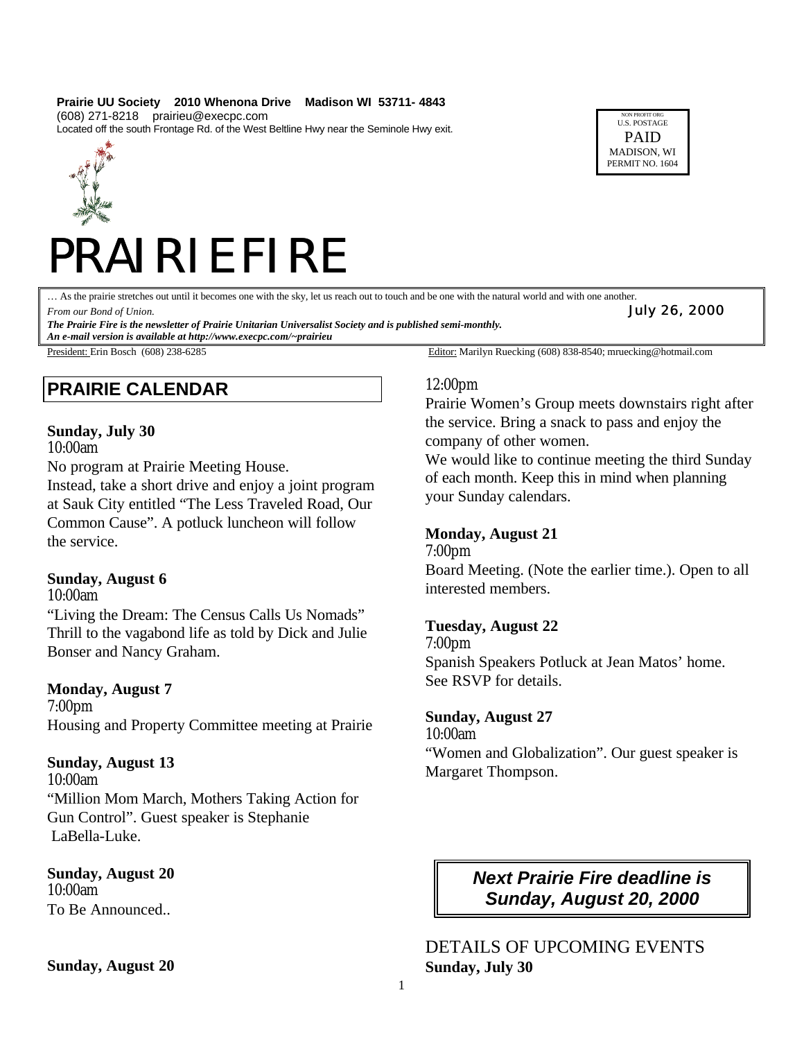**Prairie UU Society    2010 Whenona Drive    Madison WI  53711- 4843**
(608) 271-8218    prairieu@execpc.com
Located off the south Frontage Rd. of the West Beltline Hwy near the Seminole Hwy exit.

NON PROFIT ORG
U.S. POSTAGE
PAID
MADISON, WI
PERMIT NO. 1604

# PRAIRIE FIRE

… As the prairie stretches out until it becomes one with the sky, let us reach out to touch and be one with the natural world and with one another.
*From our Bond of Union.*

July 26, 2000

***The Prairie Fire is the newsletter of Prairie Unitarian Universalist Society and is published semi-monthly.***
***An e-mail version is available at http://www.execpc.com/~prairieu***

President: Erin Bosch  (608) 238-6285

Editor: Marilyn Ruecking (608) 838-8540; mruecking@hotmail.com

## PRAIRIE CALENDAR

**Sunday, July 30**
10:00am
No program at Prairie Meeting House.
Instead, take a short drive and enjoy a joint program at Sauk City entitled "The Less Traveled Road, Our Common Cause". A potluck luncheon will follow the service.

**Sunday, August 6**
10:00am
"Living the Dream: The Census Calls Us Nomads" Thrill to the vagabond life as told by Dick and Julie Bonser and Nancy Graham.

**Monday, August 7**
7:00pm
Housing and Property Committee meeting at Prairie

**Sunday, August 13**
10:00am
"Million Mom March, Mothers Taking Action for Gun Control". Guest speaker is Stephanie LaBella-Luke.

**Sunday, August 20**
10:00am
To Be Announced..

**Sunday, August 20**
12:00pm
Prairie Women's Group meets downstairs right after the service. Bring a snack to pass and enjoy the company of other women.
We would like to continue meeting the third Sunday of each month. Keep this in mind when planning your Sunday calendars.

**Monday, August 21**
7:00pm
Board Meeting. (Note the earlier time.). Open to all interested members.

**Tuesday, August 22**
7:00pm
Spanish Speakers Potluck at Jean Matos' home. See RSVP for details.

**Sunday, August 27**
10:00am
"Women and Globalization". Our guest speaker is Margaret Thompson.

***Next Prairie Fire deadline is Sunday, August 20, 2000***

## DETAILS OF UPCOMING EVENTS

**Sunday, July 30**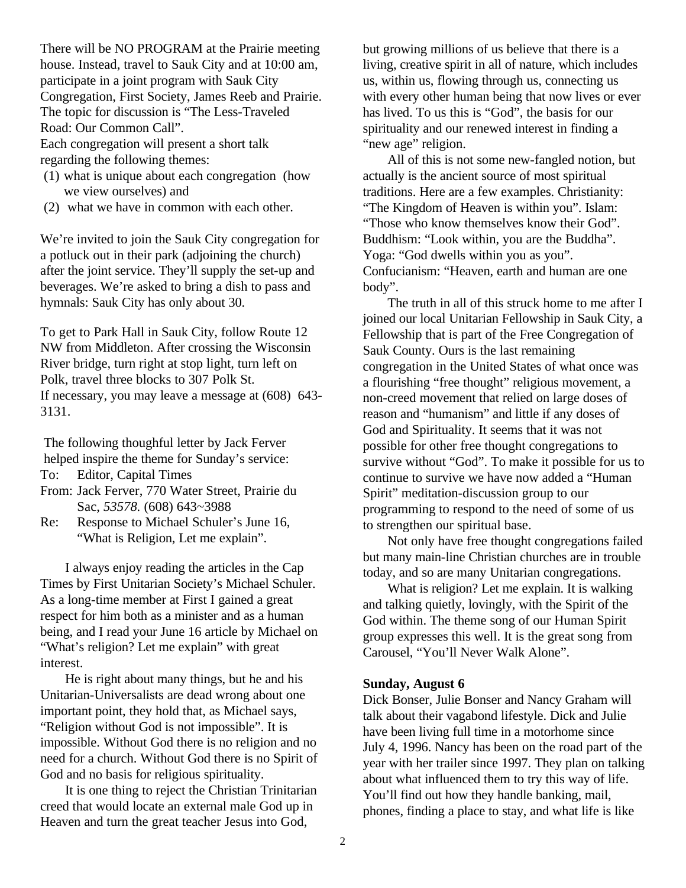There will be NO PROGRAM at the Prairie meeting house. Instead, travel to Sauk City and at 10:00 am, participate in a joint program with Sauk City Congregation, First Society, James Reeb and Prairie. The topic for discussion is "The Less-Traveled Road: Our Common Call".

Each congregation will present a short talk regarding the following themes:

(1) what is unique about each congregation (how we view ourselves) and
(2) what we have in common with each other.

We're invited to join the Sauk City congregation for a potluck out in their park (adjoining the church) after the joint service. They'll supply the set-up and beverages. We're asked to bring a dish to pass and hymnals: Sauk City has only about 30.

To get to Park Hall in Sauk City, follow Route 12 NW from Middleton. After crossing the Wisconsin River bridge, turn right at stop light, turn left on Polk, travel three blocks to 307 Polk St.
If necessary, you may leave a message at (608) 643-3131.

The following thoughful letter by Jack Ferver helped inspire the theme for Sunday's service:

To: Editor, Capital Times
From: Jack Ferver, 770 Water Street, Prairie du Sac, *53578.* (608) 643~3988
Re: Response to Michael Schuler's June 16, "What is Religion, Let me explain".

I always enjoy reading the articles in the Cap Times by First Unitarian Society's Michael Schuler. As a long-time member at First I gained a great respect for him both as a minister and as a human being, and I read your June 16 article by Michael on "What's religion? Let me explain" with great interest.

He is right about many things, but he and his Unitarian-Universalists are dead wrong about one important point, they hold that, as Michael says, "Religion without God is not impossible". It is impossible. Without God there is no religion and no need for a church. Without God there is no Spirit of God and no basis for religious spirituality.

It is one thing to reject the Christian Trinitarian creed that would locate an external male God up in Heaven and turn the great teacher Jesus into God, but growing millions of us believe that there is a living, creative spirit in all of nature, which includes us, within us, flowing through us, connecting us with every other human being that now lives or ever has lived. To us this is "God", the basis for our spirituality and our renewed interest in finding a "new age" religion.

All of this is not some new-fangled notion, but actually is the ancient source of most spiritual traditions. Here are a few examples. Christianity: "The Kingdom of Heaven is within you". Islam: "Those who know themselves know their God". Buddhism: "Look within, you are the Buddha". Yoga: "God dwells within you as you". Confucianism: "Heaven, earth and human are one body".

The truth in all of this struck home to me after I joined our local Unitarian Fellowship in Sauk City, a Fellowship that is part of the Free Congregation of Sauk County. Ours is the last remaining congregation in the United States of what once was a flourishing "free thought" religious movement, a non-creed movement that relied on large doses of reason and "humanism" and little if any doses of God and Spirituality. It seems that it was not possible for other free thought congregations to survive without "God". To make it possible for us to continue to survive we have now added a "Human Spirit" meditation-discussion group to our programming to respond to the need of some of us to strengthen our spiritual base.

Not only have free thought congregations failed but many main-line Christian churches are in trouble today, and so are many Unitarian congregations.

What is religion? Let me explain. It is walking and talking quietly, lovingly, with the Spirit of the God within. The theme song of our Human Spirit group expresses this well. It is the great song from Carousel, "You'll Never Walk Alone".

**Sunday, August 6**

Dick Bonser, Julie Bonser and Nancy Graham will talk about their vagabond lifestyle. Dick and Julie have been living full time in a motorhome since July 4, 1996. Nancy has been on the road part of the year with her trailer since 1997. They plan on talking about what influenced them to try this way of life. You'll find out how they handle banking, mail, phones, finding a place to stay, and what life is like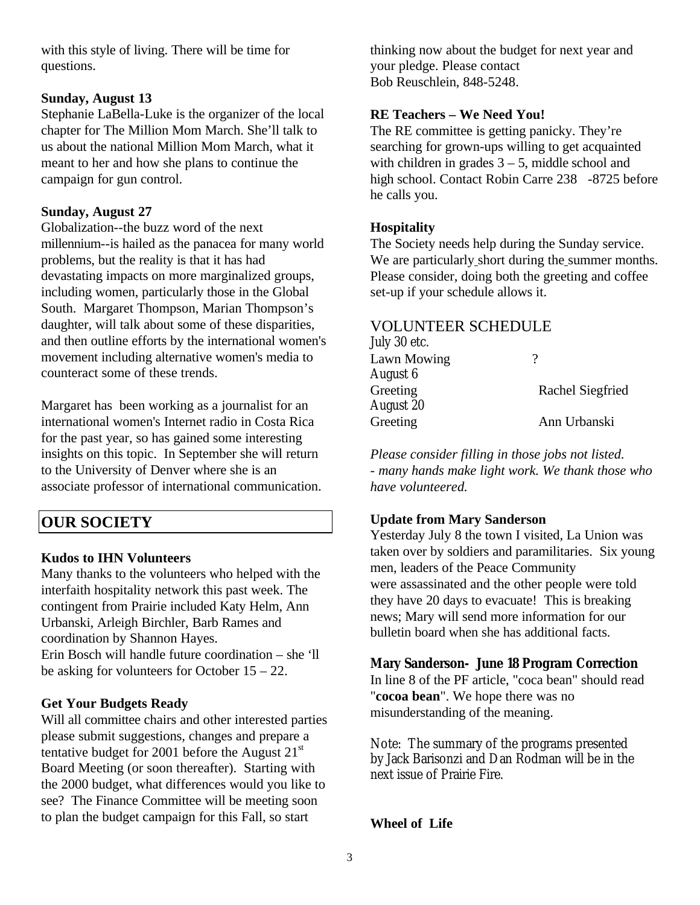with this style of living. There will be time for questions.

**Sunday, August 13**

Stephanie LaBella-Luke is the organizer of the local chapter for The Million Mom March. She'll talk to us about the national Million Mom March, what it meant to her and how she plans to continue the campaign for gun control.

**Sunday, August 27**

Globalization--the buzz word of the next millennium--is hailed as the panacea for many world problems, but the reality is that it has had devastating impacts on more marginalized groups, including women, particularly those in the Global South. Margaret Thompson, Marian Thompson's daughter, will talk about some of these disparities, and then outline efforts by the international women's movement including alternative women's media to counteract some of these trends.

Margaret has been working as a journalist for an international women's Internet radio in Costa Rica for the past year, so has gained some interesting insights on this topic. In September she will return to the University of Denver where she is an associate professor of international communication.

## OUR SOCIETY

**Kudos to IHN Volunteers**

Many thanks to the volunteers who helped with the interfaith hospitality network this past week. The contingent from Prairie included Katy Helm, Ann Urbanski, Arleigh Birchler, Barb Rames and coordination by Shannon Hayes.
Erin Bosch will handle future coordination – she 'll be asking for volunteers for October 15 – 22.

**Get Your Budgets Ready**

Will all committee chairs and other interested parties please submit suggestions, changes and prepare a tentative budget for 2001 before the August 21st Board Meeting (or soon thereafter). Starting with the 2000 budget, what differences would you like to see? The Finance Committee will be meeting soon to plan the budget campaign for this Fall, so start thinking now about the budget for next year and your pledge. Please contact
Bob Reuschlein, 848-5248.

**RE Teachers – We Need You!**

The RE committee is getting panicky. They're searching for grown-ups willing to get acquainted with children in grades 3 – 5, middle school and high school. Contact Robin Carre 238 -8725 before he calls you.

**Hospitality**

The Society needs help during the Sunday service. We are particularly short during the summer months. Please consider, doing both the greeting and coffee set-up if your schedule allows it.

## VOLUNTEER SCHEDULE

July 30 etc.

| | |
|---|---|
| Lawn Mowing | ? |

August 6

| | |
|---|---|
| Greeting | Rachel Siegfried |

August 20

| | |
|---|---|
| Greeting | Ann Urbanski |

*Please consider filling in those jobs not listed.*
*- many hands make light work. We thank those who have volunteered.*

**Update from Mary Sanderson**

Yesterday July 8 the town I visited, La Union was taken over by soldiers and paramilitaries. Six young men, leaders of the Peace Community were assassinated and the other people were told they have 20 days to evacuate! This is breaking news; Mary will send more information for our bulletin board when she has additional facts.

**Mary Sanderson- June 18 Program Correction**

In line 8 of the PF article, "coca bean" should read "**cocoa bean**". We hope there was no misunderstanding of the meaning.

Note: The summary of the programs presented by Jack Barisonzi and Dan Rodman will be in the next issue of Prairie Fire.

**Wheel of Life**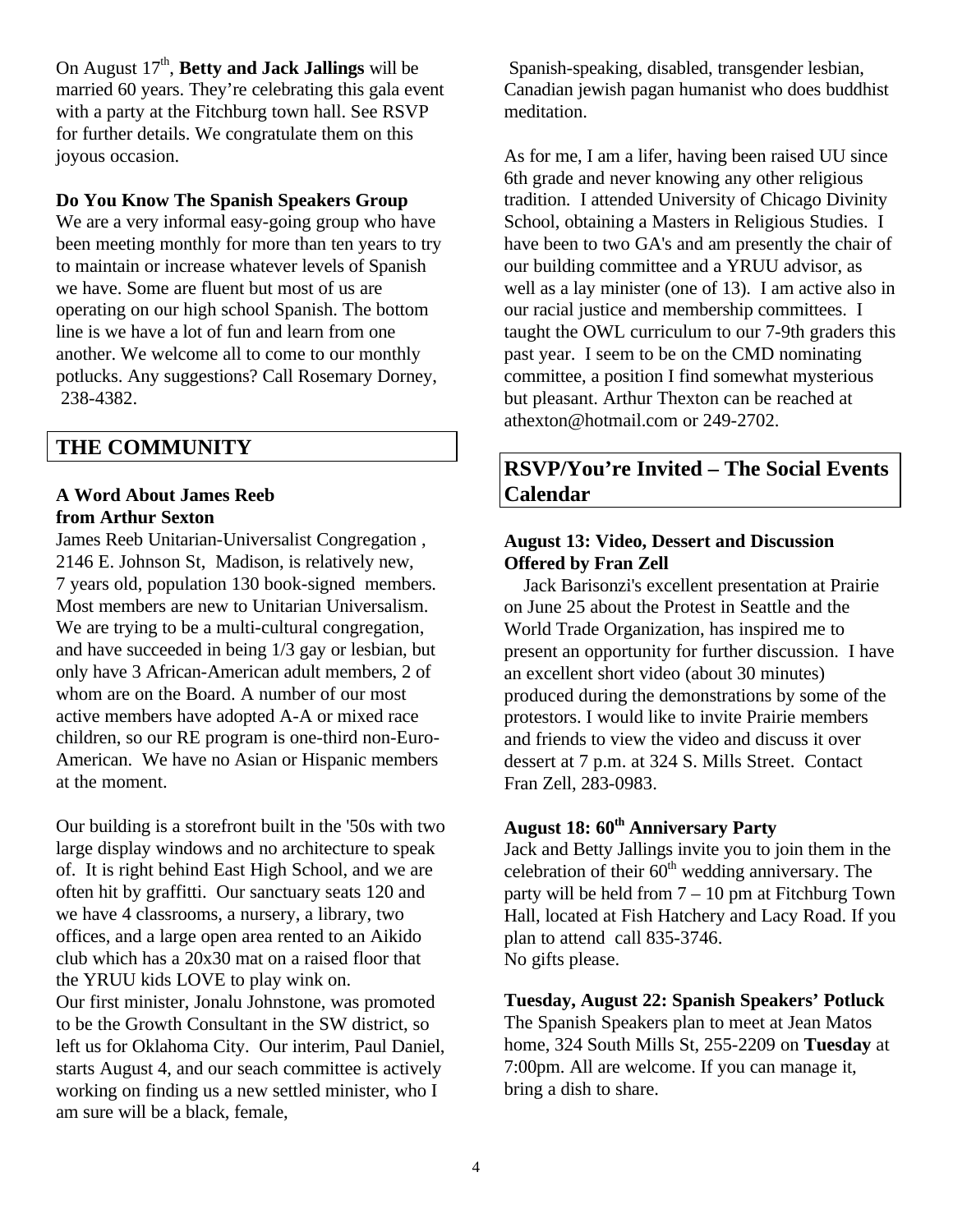On August 17th, **Betty and Jack Jallings** will be married 60 years. They're celebrating this gala event with a party at the Fitchburg town hall. See RSVP for further details. We congratulate them on this joyous occasion.

**Do You Know The Spanish Speakers Group**

We are a very informal easy-going group who have been meeting monthly for more than ten years to try to maintain or increase whatever levels of Spanish we have. Some are fluent but most of us are operating on our high school Spanish. The bottom line is we have a lot of fun and learn from one another. We welcome all to come to our monthly potlucks. Any suggestions? Call Rosemary Dorney, 238-4382.

## THE COMMUNITY

**A Word About James Reeb from Arthur Sexton**

James Reeb Unitarian-Universalist Congregation , 2146 E. Johnson St, Madison, is relatively new, 7 years old, population 130 book-signed members. Most members are new to Unitarian Universalism. We are trying to be a multi-cultural congregation, and have succeeded in being 1/3 gay or lesbian, but only have 3 African-American adult members, 2 of whom are on the Board. A number of our most active members have adopted A-A or mixed race children, so our RE program is one-third non-Euro-American. We have no Asian or Hispanic members at the moment.

Our building is a storefront built in the '50s with two large display windows and no architecture to speak of. It is right behind East High School, and we are often hit by graffitti. Our sanctuary seats 120 and we have 4 classrooms, a nursery, a library, two offices, and a large open area rented to an Aikido club which has a 20x30 mat on a raised floor that the YRUU kids LOVE to play wink on.
Our first minister, Jonalu Johnstone, was promoted to be the Growth Consultant in the SW district, so left us for Oklahoma City. Our interim, Paul Daniel, starts August 4, and our seach committee is actively working on finding us a new settled minister, who I am sure will be a black, female, Spanish-speaking, disabled, transgender lesbian, Canadian jewish pagan humanist who does buddhist meditation.

As for me, I am a lifer, having been raised UU since 6th grade and never knowing any other religious tradition. I attended University of Chicago Divinity School, obtaining a Masters in Religious Studies. I have been to two GA's and am presently the chair of our building committee and a YRUU advisor, as well as a lay minister (one of 13). I am active also in our racial justice and membership committees. I taught the OWL curriculum to our 7-9th graders this past year. I seem to be on the CMD nominating committee, a position I find somewhat mysterious but pleasant. Arthur Thexton can be reached at athexton@hotmail.com or 249-2702.

## RSVP/You're Invited – The Social Events Calendar

**August 13: Video, Dessert and Discussion Offered by Fran Zell**

Jack Barisonzi's excellent presentation at Prairie on June 25 about the Protest in Seattle and the World Trade Organization, has inspired me to present an opportunity for further discussion. I have an excellent short video (about 30 minutes) produced during the demonstrations by some of the protestors. I would like to invite Prairie members and friends to view the video and discuss it over dessert at 7 p.m. at 324 S. Mills Street. Contact Fran Zell, 283-0983.

**August 18: 60th Anniversary Party**

Jack and Betty Jallings invite you to join them in the celebration of their 60th wedding anniversary. The party will be held from 7 – 10 pm at Fitchburg Town Hall, located at Fish Hatchery and Lacy Road. If you plan to attend call 835-3746.
No gifts please.

**Tuesday, August 22: Spanish Speakers' Potluck**

The Spanish Speakers plan to meet at Jean Matos home, 324 South Mills St, 255-2209 on **Tuesday** at 7:00pm. All are welcome. If you can manage it, bring a dish to share.